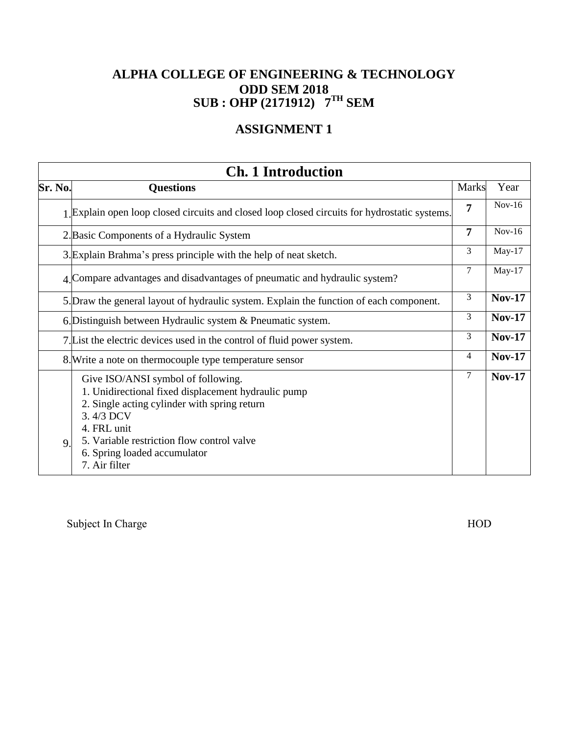# ALPHA COLLEGE OF ENGINEERING & TECHNOLOGY

## ODD SEM 2018

## SUB : OHP (2171912) 7TH SEM

## ASSIGNMENT 1

| Ch. 1 Introduction | | | |
|---|---|---|---|
| **Sr. No.** | **Questions** | Marks | Year |
| 1. | Explain open loop closed circuits and closed loop closed circuits for hydrostatic systems. | **7** | Nov-16 |
| 2. | Basic Components of a Hydraulic System | **7** | Nov-16 |
| 3. | Explain Brahma's press principle with the help of neat sketch. | 3 | May-17 |
| 4. | Compare advantages and disadvantages of pneumatic and hydraulic system? | 7 | May-17 |
| 5. | Draw the general layout of hydraulic system. Explain the function of each component. | 3 | **Nov-17** |
| 6. | Distinguish between Hydraulic system & Pneumatic system. | 3 | **Nov-17** |
| 7. | List the electric devices used in the control of fluid power system. | 3 | **Nov-17** |
| 8. | Write a note on thermocouple type temperature sensor | 4 | **Nov-17** |
| 9. | Give ISO/ANSI symbol of following.<br>1. Unidirectional fixed displacement hydraulic pump<br>2. Single acting cylinder with spring return<br>3. 4/3 DCV<br>4. FRL unit<br>5. Variable restriction flow control valve<br>6. Spring loaded accumulator<br>7. Air filter | 7 | **Nov-17** |

Subject In Charge HOD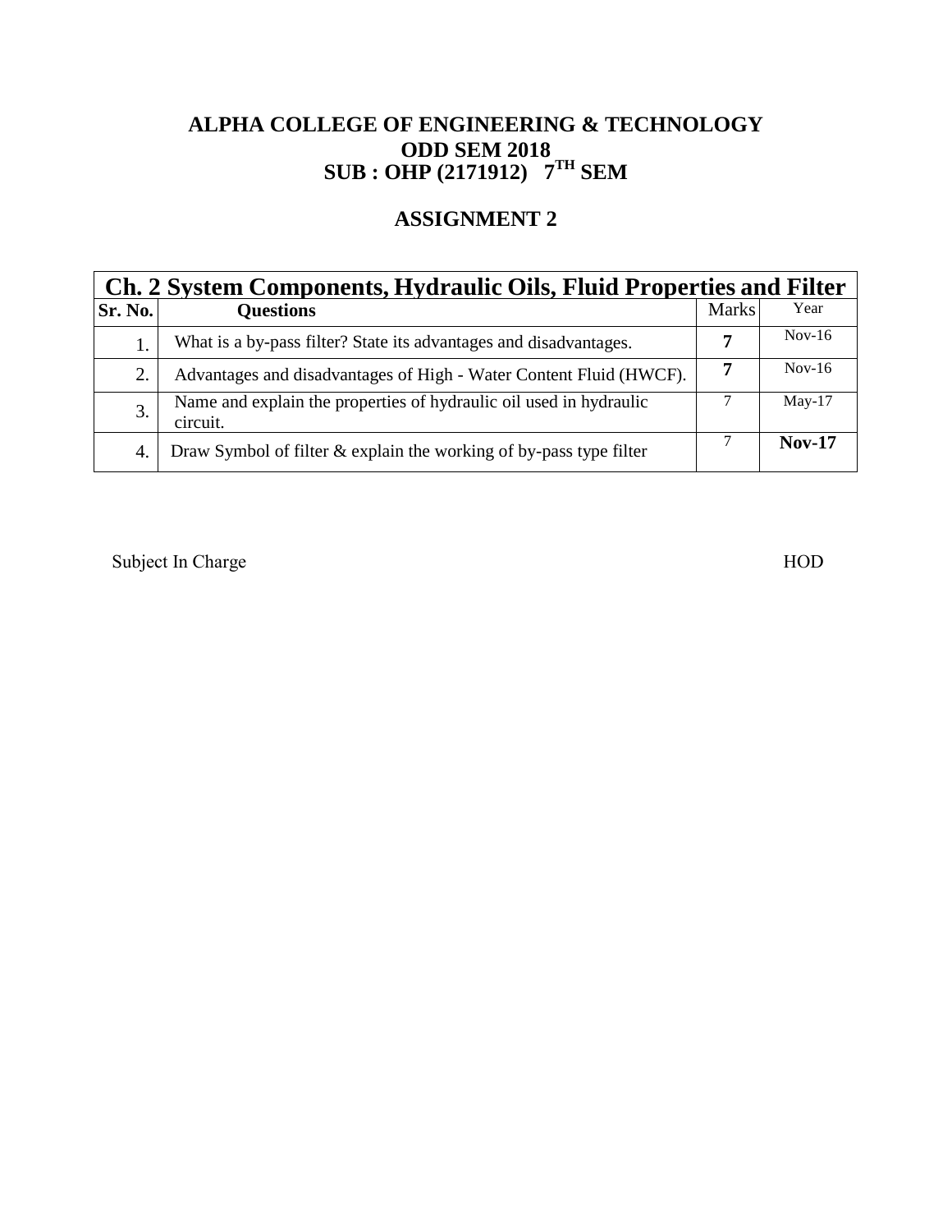# ALPHA COLLEGE OF ENGINEERING & TECHNOLOGY

## ODD SEM 2018

## SUB : OHP (2171912) 7TH SEM

## ASSIGNMENT 2

| **Ch. 2 System Components, Hydraulic Oils, Fluid Properties and Filter** | | | |
|---|---|---|---|
| **Sr. No.** | **Questions** | Marks | Year |
| 1. | What is a by-pass filter? State its advantages and disadvantages. | **7** | Nov-16 |
| 2. | Advantages and disadvantages of High - Water Content Fluid (HWCF). | **7** | Nov-16 |
| 3. | Name and explain the properties of hydraulic oil used in hydraulic circuit. | 7 | May-17 |
| 4. | Draw Symbol of filter & explain the working of by-pass type filter | 7 | **Nov-17** |

Subject In Charge HOD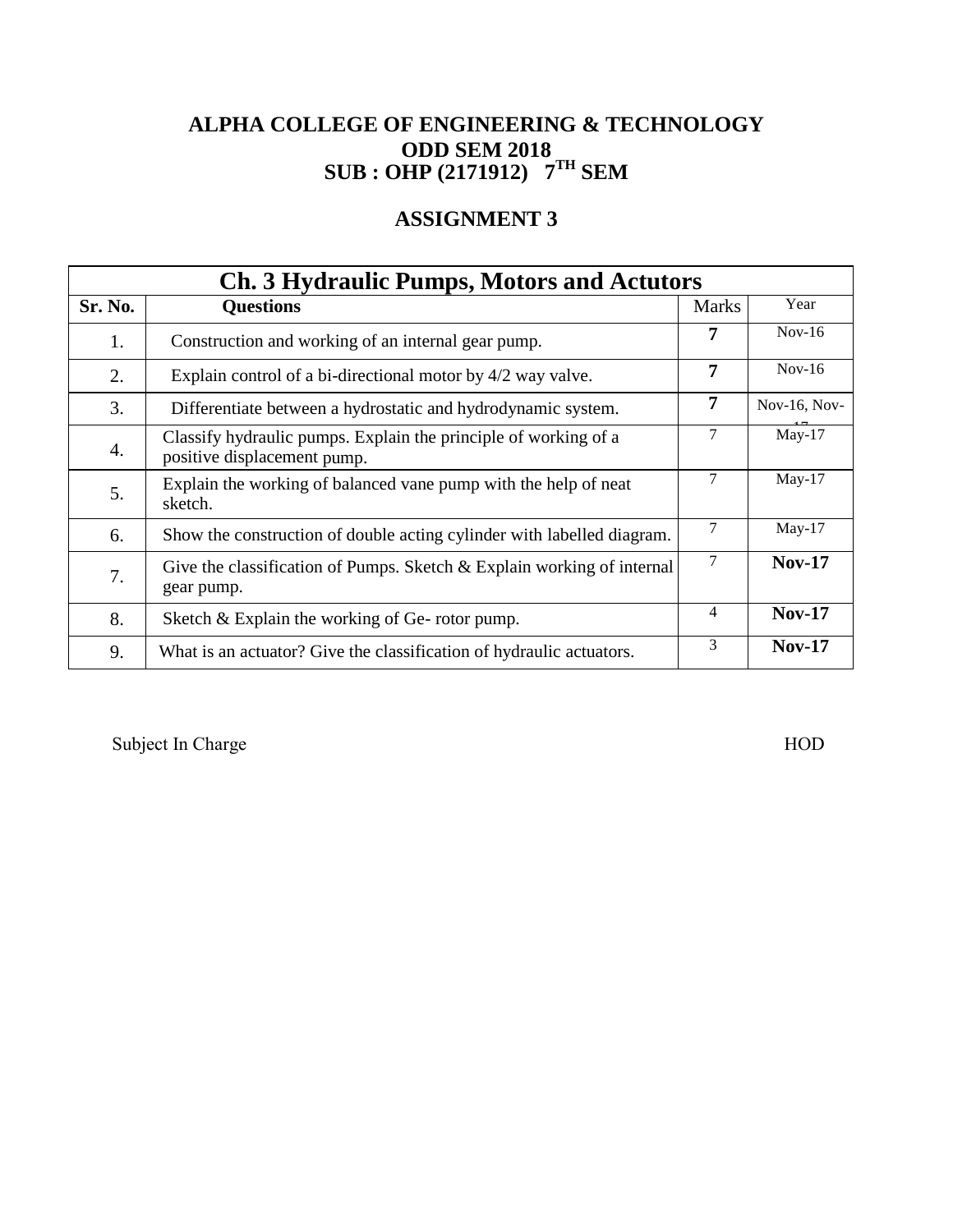**ALPHA COLLEGE OF ENGINEERING & TECHNOLOGY**

**ODD SEM 2018**

**SUB : OHP (2171912) 7TH SEM**

## ASSIGNMENT 3

| Ch. 3 Hydraulic Pumps, Motors and Actutors | | | |
|---|---|---|---|
| **Sr. No.** | **Questions** | Marks | Year |
| 1. | Construction and working of an internal gear pump. | **7** | Nov-16 |
| 2. | Explain control of a bi-directional motor by 4/2 way valve. | **7** | Nov-16 |
| 3. | Differentiate between a hydrostatic and hydrodynamic system. | **7** | Nov-16, Nov-17 |
| 4. | Classify hydraulic pumps. Explain the principle of working of a positive displacement pump. | 7 | May-17 |
| 5. | Explain the working of balanced vane pump with the help of neat sketch. | 7 | May-17 |
| 6. | Show the construction of double acting cylinder with labelled diagram. | 7 | May-17 |
| 7. | Give the classification of Pumps. Sketch & Explain working of internal gear pump. | 7 | **Nov-17** |
| 8. | Sketch & Explain the working of Ge- rotor pump. | 4 | **Nov-17** |
| 9. | What is an actuator? Give the classification of hydraulic actuators. | 3 | **Nov-17** |

Subject In Charge HOD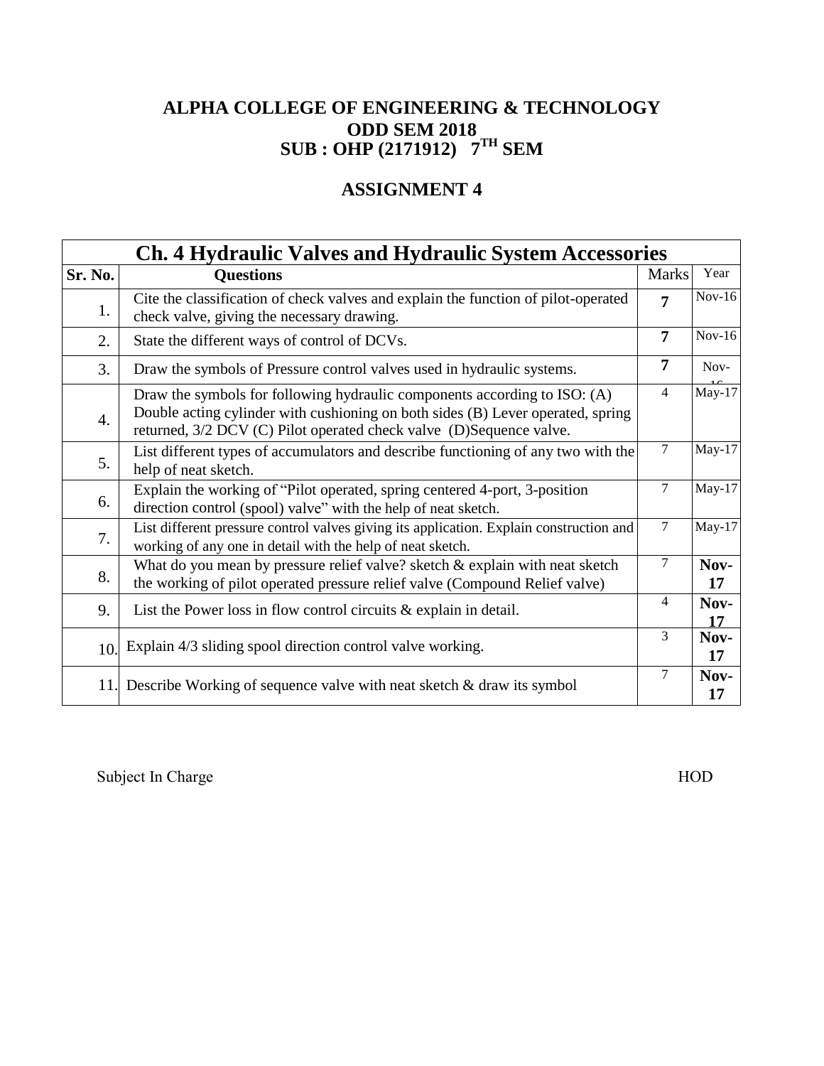# ALPHA COLLEGE OF ENGINEERING & TECHNOLOGY

## ODD SEM 2018

## SUB : OHP (2171912) 7TH SEM

## ASSIGNMENT 4

| Ch. 4 Hydraulic Valves and Hydraulic System Accessories | | | |
|---|---|---|---|
| **Sr. No.** | **Questions** | Marks | Year |
| 1. | Cite the classification of check valves and explain the function of pilot-operated check valve, giving the necessary drawing. | **7** | Nov-16 |
| 2. | State the different ways of control of DCVs. | **7** | Nov-16 |
| 3. | Draw the symbols of Pressure control valves used in hydraulic systems. | **7** | Nov-16 |
| 4. | Draw the symbols for following hydraulic components according to ISO: (A) Double acting cylinder with cushioning on both sides (B) Lever operated, spring returned, 3/2 DCV (C) Pilot operated check valve (D)Sequence valve. | 4 | May-17 |
| 5. | List different types of accumulators and describe functioning of any two with the help of neat sketch. | 7 | May-17 |
| 6. | Explain the working of "Pilot operated, spring centered 4-port, 3-position direction control (spool) valve" with the help of neat sketch. | 7 | May-17 |
| 7. | List different pressure control valves giving its application. Explain construction and working of any one in detail with the help of neat sketch. | 7 | May-17 |
| 8. | What do you mean by pressure relief valve? sketch & explain with neat sketch the working of pilot operated pressure relief valve (Compound Relief valve) | 7 | **Nov-17** |
| 9. | List the Power loss in flow control circuits & explain in detail. | 4 | **Nov-17** |
| 10. | Explain 4/3 sliding spool direction control valve working. | 3 | **Nov-17** |
| 11. | Describe Working of sequence valve with neat sketch & draw its symbol | 7 | **Nov-17** |

Subject In Charge HOD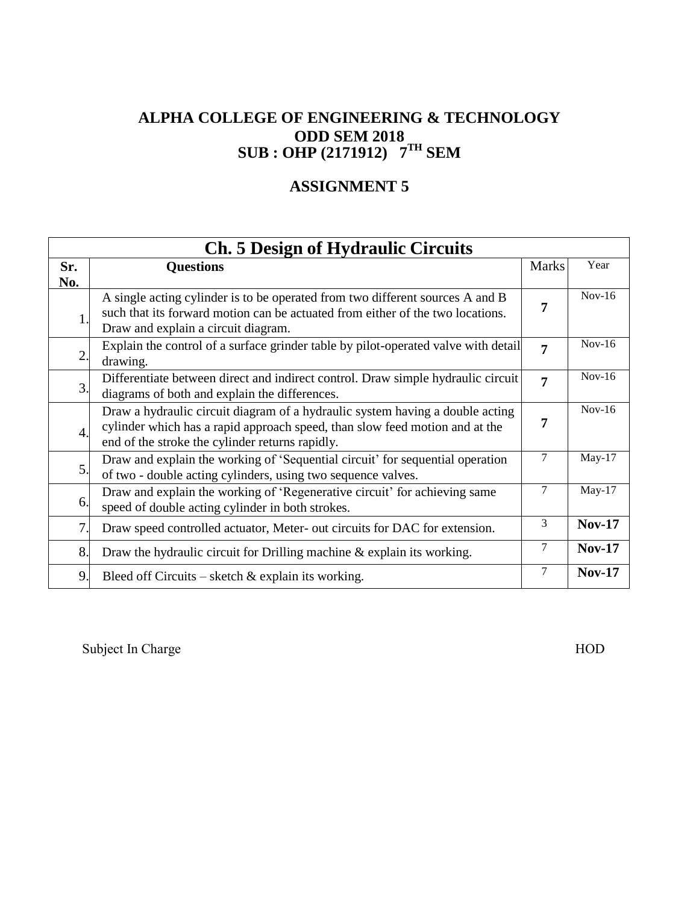# ALPHA COLLEGE OF ENGINEERING & TECHNOLOGY
## ODD SEM 2018
## SUB : OHP (2171912) 7TH SEM

## ASSIGNMENT 5

| Ch. 5 Design of Hydraulic Circuits | | | |
|---|---|---|---|
| **Sr. No.** | **Questions** | Marks | Year |
| 1. | A single acting cylinder is to be operated from two different sources A and B such that its forward motion can be actuated from either of the two locations. Draw and explain a circuit diagram. | **7** | Nov-16 |
| 2. | Explain the control of a surface grinder table by pilot-operated valve with detail drawing. | **7** | Nov-16 |
| 3. | Differentiate between direct and indirect control. Draw simple hydraulic circuit diagrams of both and explain the differences. | **7** | Nov-16 |
| 4. | Draw a hydraulic circuit diagram of a hydraulic system having a double acting cylinder which has a rapid approach speed, than slow feed motion and at the end of the stroke the cylinder returns rapidly. | **7** | Nov-16 |
| 5. | Draw and explain the working of 'Sequential circuit' for sequential operation of two - double acting cylinders, using two sequence valves. | 7 | May-17 |
| 6. | Draw and explain the working of 'Regenerative circuit' for achieving same speed of double acting cylinder in both strokes. | 7 | May-17 |
| 7. | Draw speed controlled actuator, Meter- out circuits for DAC for extension. | 3 | **Nov-17** |
| 8. | Draw the hydraulic circuit for Drilling machine & explain its working. | 7 | **Nov-17** |
| 9. | Bleed off Circuits – sketch & explain its working. | 7 | **Nov-17** |

Subject In Charge HOD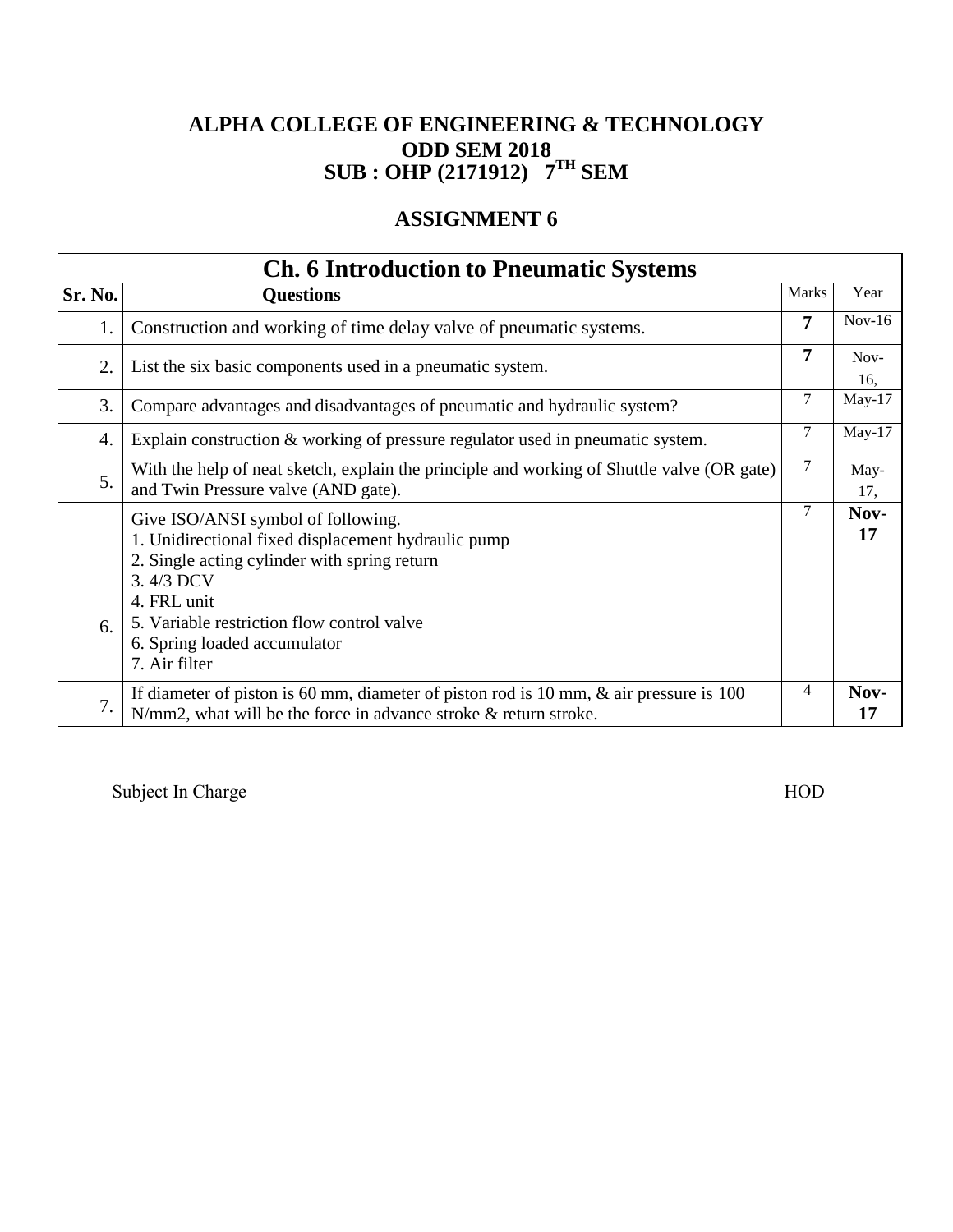# ALPHA COLLEGE OF ENGINEERING & TECHNOLOGY
## ODD SEM 2018
## SUB : OHP (2171912)   $7^{TH}$ SEM

## ASSIGNMENT 6

| Ch. 6 Introduction to Pneumatic Systems | | | |
|---|---|---|---|
| **Sr. No.** | **Questions** | Marks | Year |
| 1. | Construction and working of time delay valve of pneumatic systems. | **7** | Nov-16 |
| 2. | List the six basic components used in a pneumatic system. | **7** | Nov-16, |
| 3. | Compare advantages and disadvantages of pneumatic and hydraulic system? | 7 | May-17 |
| 4. | Explain construction & working of pressure regulator used in pneumatic system. | 7 | May-17 |
| 5. | With the help of neat sketch, explain the principle and working of Shuttle valve (OR gate) and Twin Pressure valve (AND gate). | 7 | May-17, |
| 6. | Give ISO/ANSI symbol of following.<br>1. Unidirectional fixed displacement hydraulic pump<br>2. Single acting cylinder with spring return<br>3. 4/3 DCV<br>4. FRL unit<br>5. Variable restriction flow control valve<br>6. Spring loaded accumulator<br>7. Air filter | 7 | **Nov-17** |
| 7. | If diameter of piston is 60 mm, diameter of piston rod is 10 mm, & air pressure is 100 N/mm2, what will be the force in advance stroke & return stroke. | 4 | **Nov-17** |

Subject In Charge                                                                                    HOD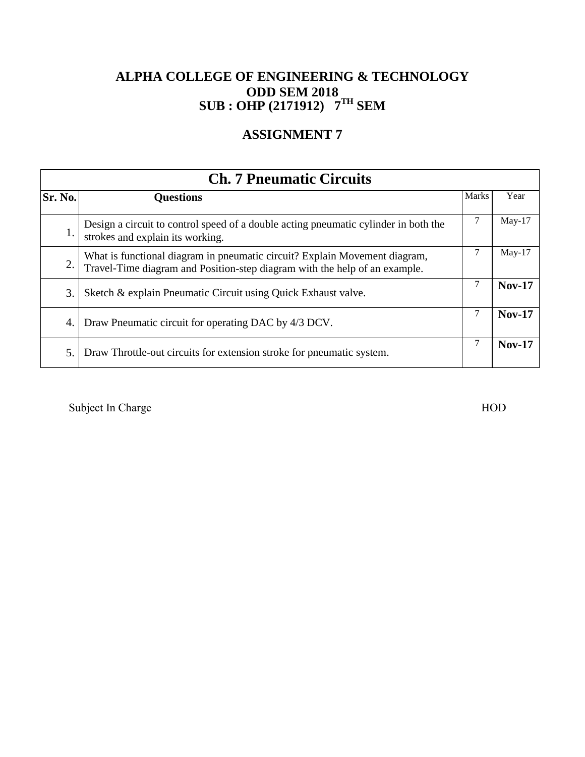# ALPHA COLLEGE OF ENGINEERING & TECHNOLOGY

## ODD SEM 2018

## SUB : OHP (2171912) 7TH SEM

## ASSIGNMENT 7

| Ch. 7 Pneumatic Circuits | | | |
|---|---|---|---|
| **Sr. No.** | **Questions** | Marks | Year |
| 1. | Design a circuit to control speed of a double acting pneumatic cylinder in both the strokes and explain its working. | 7 | May-17 |
| 2. | What is functional diagram in pneumatic circuit? Explain Movement diagram, Travel-Time diagram and Position-step diagram with the help of an example. | 7 | May-17 |
| 3. | Sketch & explain Pneumatic Circuit using Quick Exhaust valve. | 7 | **Nov-17** |
| 4. | Draw Pneumatic circuit for operating DAC by 4/3 DCV. | 7 | **Nov-17** |
| 5. | Draw Throttle-out circuits for extension stroke for pneumatic system. | 7 | **Nov-17** |

Subject In Charge HOD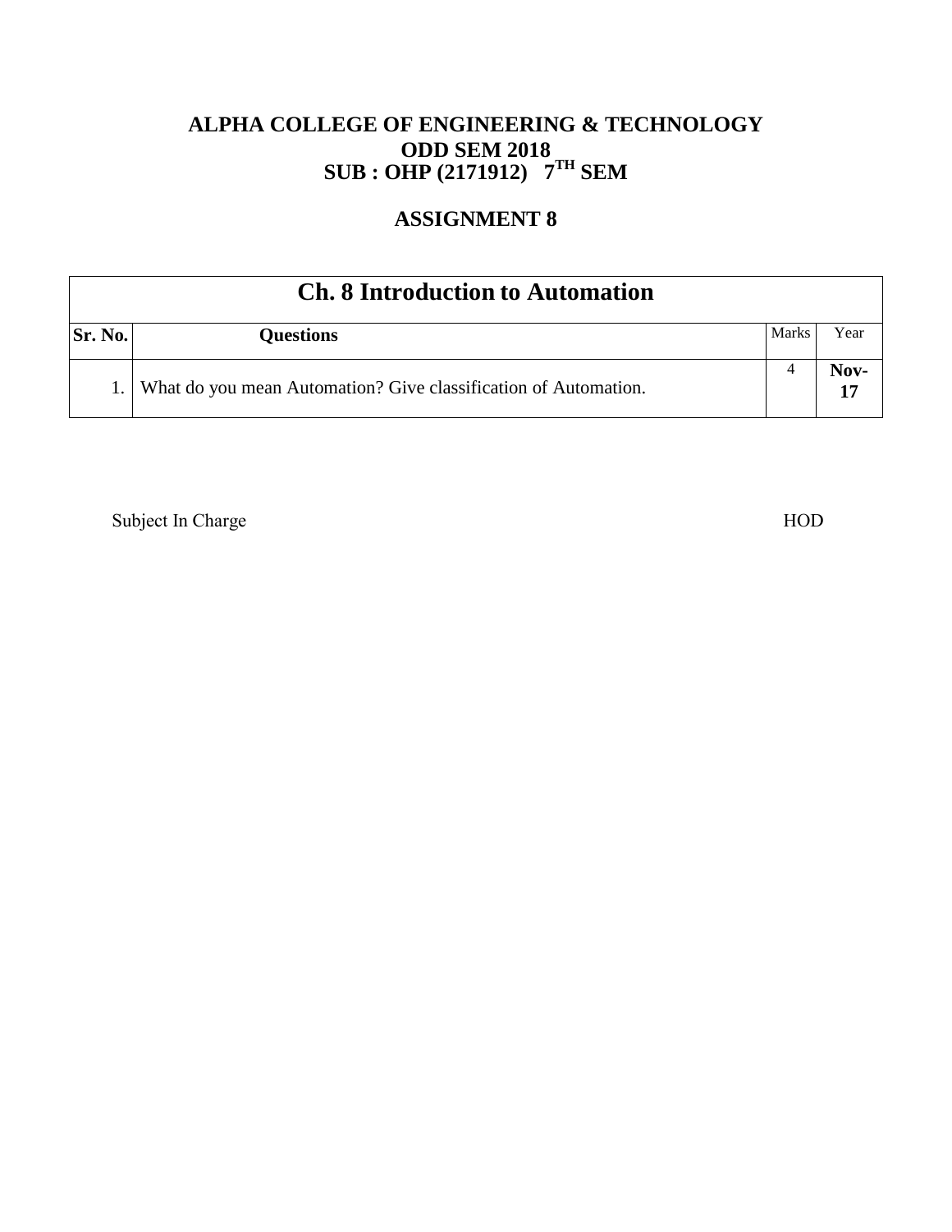# ALPHA COLLEGE OF ENGINEERING & TECHNOLOGY
## ODD SEM 2018
## SUB : OHP (2171912) 7[TH] SEM

## ASSIGNMENT 8

| Ch. 8 Introduction to Automation | | | |
|---|---|---|---|
| **Sr. No.** | **Questions** | Marks | Year |
| 1. | What do you mean Automation? Give classification of Automation. | 4 | **Nov-17** |

Subject In Charge HOD